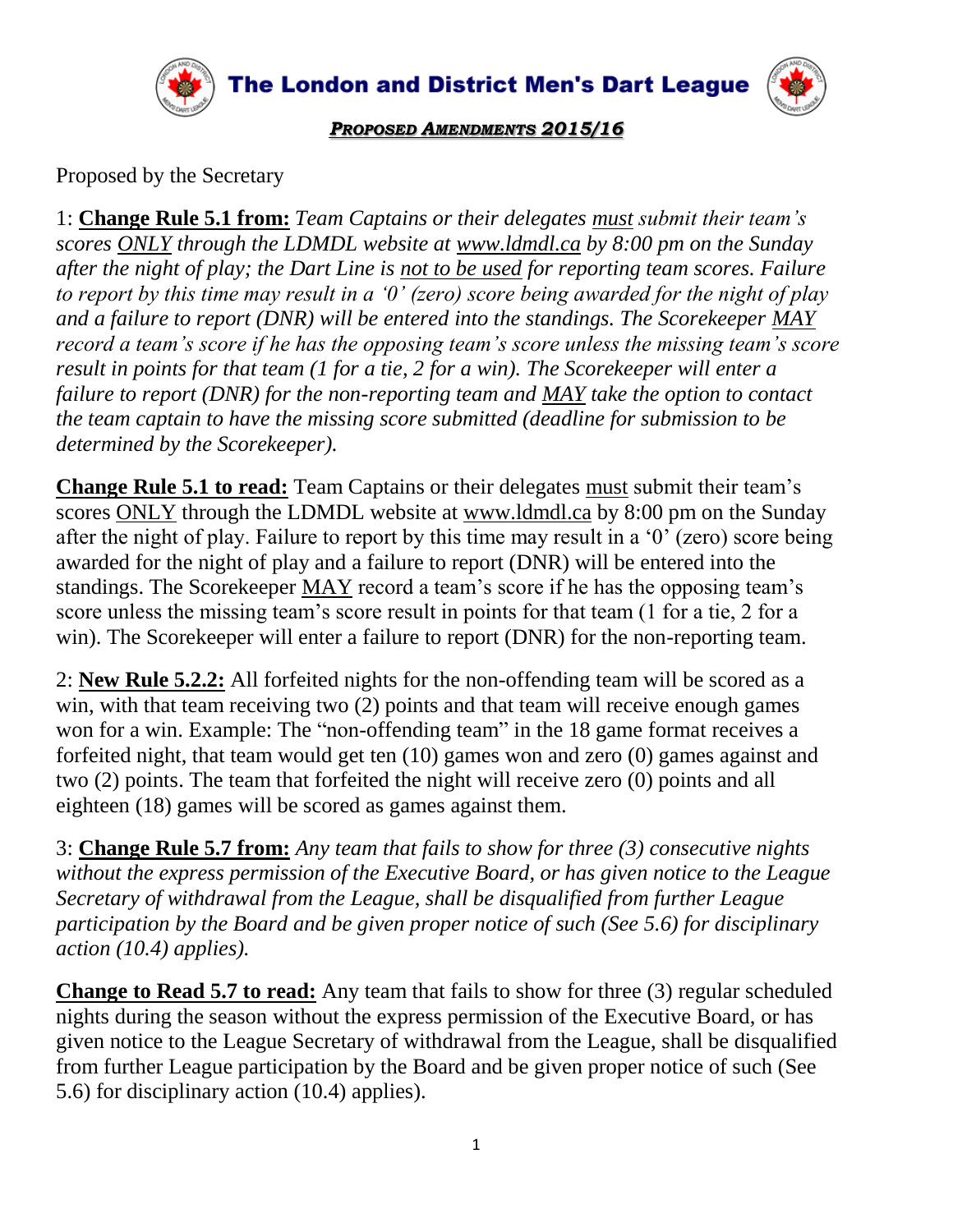# The London and District Men's Dart League

## ***PROPOSED AMENDMENTS 2015/16***

Proposed by the Secretary

1: **Change Rule 5.1 from:** *Team Captains or their delegates must submit their team's scores ONLY through the LDMDL website at www.ldmdl.ca by 8:00 pm on the Sunday after the night of play; the Dart Line is not to be used for reporting team scores. Failure to report by this time may result in a '0' (zero) score being awarded for the night of play and a failure to report (DNR) will be entered into the standings. The Scorekeeper MAY record a team's score if he has the opposing team's score unless the missing team's score result in points for that team (1 for a tie, 2 for a win). The Scorekeeper will enter a failure to report (DNR) for the non-reporting team and MAY take the option to contact the team captain to have the missing score submitted (deadline for submission to be determined by the Scorekeeper).*

**Change Rule 5.1 to read:** Team Captains or their delegates must submit their team's scores ONLY through the LDMDL website at www.ldmdl.ca by 8:00 pm on the Sunday after the night of play. Failure to report by this time may result in a '0' (zero) score being awarded for the night of play and a failure to report (DNR) will be entered into the standings. The Scorekeeper MAY record a team's score if he has the opposing team's score unless the missing team's score result in points for that team (1 for a tie, 2 for a win). The Scorekeeper will enter a failure to report (DNR) for the non-reporting team.

2: **New Rule 5.2.2:** All forfeited nights for the non-offending team will be scored as a win, with that team receiving two (2) points and that team will receive enough games won for a win. Example: The "non-offending team" in the 18 game format receives a forfeited night, that team would get ten (10) games won and zero (0) games against and two (2) points. The team that forfeited the night will receive zero (0) points and all eighteen (18) games will be scored as games against them.

3: **Change Rule 5.7 from:** *Any team that fails to show for three (3) consecutive nights without the express permission of the Executive Board, or has given notice to the League Secretary of withdrawal from the League, shall be disqualified from further League participation by the Board and be given proper notice of such (See 5.6) for disciplinary action (10.4) applies).*

**Change to Read 5.7 to read:** Any team that fails to show for three (3) regular scheduled nights during the season without the express permission of the Executive Board, or has given notice to the League Secretary of withdrawal from the League, shall be disqualified from further League participation by the Board and be given proper notice of such (See 5.6) for disciplinary action (10.4) applies).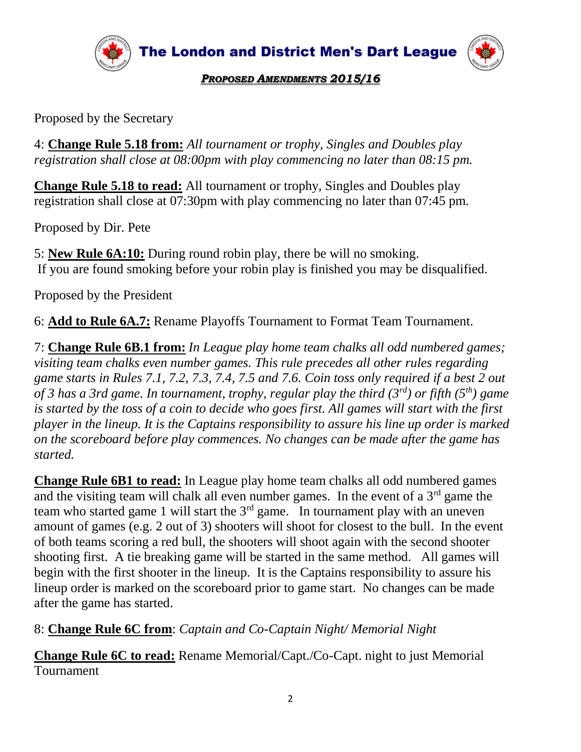# The London and District Men's Dart League

***PROPOSED AMENDMENTS 2015/16***

Proposed by the Secretary

4: **Change Rule 5.18 from:** *All tournament or trophy, Singles and Doubles play registration shall close at 08:00pm with play commencing no later than 08:15 pm.*

**Change Rule 5.18 to read:** All tournament or trophy, Singles and Doubles play registration shall close at 07:30pm with play commencing no later than 07:45 pm.

Proposed by Dir. Pete

5: **New Rule 6A:10:** During round robin play, there be will no smoking. If you are found smoking before your robin play is finished you may be disqualified.

Proposed by the President

6: **Add to Rule 6A.7:** Rename Playoffs Tournament to Format Team Tournament.

7: **Change Rule 6B.1 from:** *In League play home team chalks all odd numbered games; visiting team chalks even number games. This rule precedes all other rules regarding game starts in Rules 7.1, 7.2, 7.3, 7.4, 7.5 and 7.6. Coin toss only required if a best 2 out of 3 has a 3rd game. In tournament, trophy, regular play the third (3rd) or fifth (5th) game is started by the toss of a coin to decide who goes first. All games will start with the first player in the lineup. It is the Captains responsibility to assure his line up order is marked on the scoreboard before play commences. No changes can be made after the game has started.*

**Change Rule 6B1 to read:** In League play home team chalks all odd numbered games and the visiting team will chalk all even number games. In the event of a 3rd game the team who started game 1 will start the 3rd game. In tournament play with an uneven amount of games (e.g. 2 out of 3) shooters will shoot for closest to the bull. In the event of both teams scoring a red bull, the shooters will shoot again with the second shooter shooting first. A tie breaking game will be started in the same method. All games will begin with the first shooter in the lineup. It is the Captains responsibility to assure his lineup order is marked on the scoreboard prior to game start. No changes can be made after the game has started.

8: **Change Rule 6C from**: *Captain and Co-Captain Night/ Memorial Night*

**Change Rule 6C to read:** Rename Memorial/Capt./Co-Capt. night to just Memorial Tournament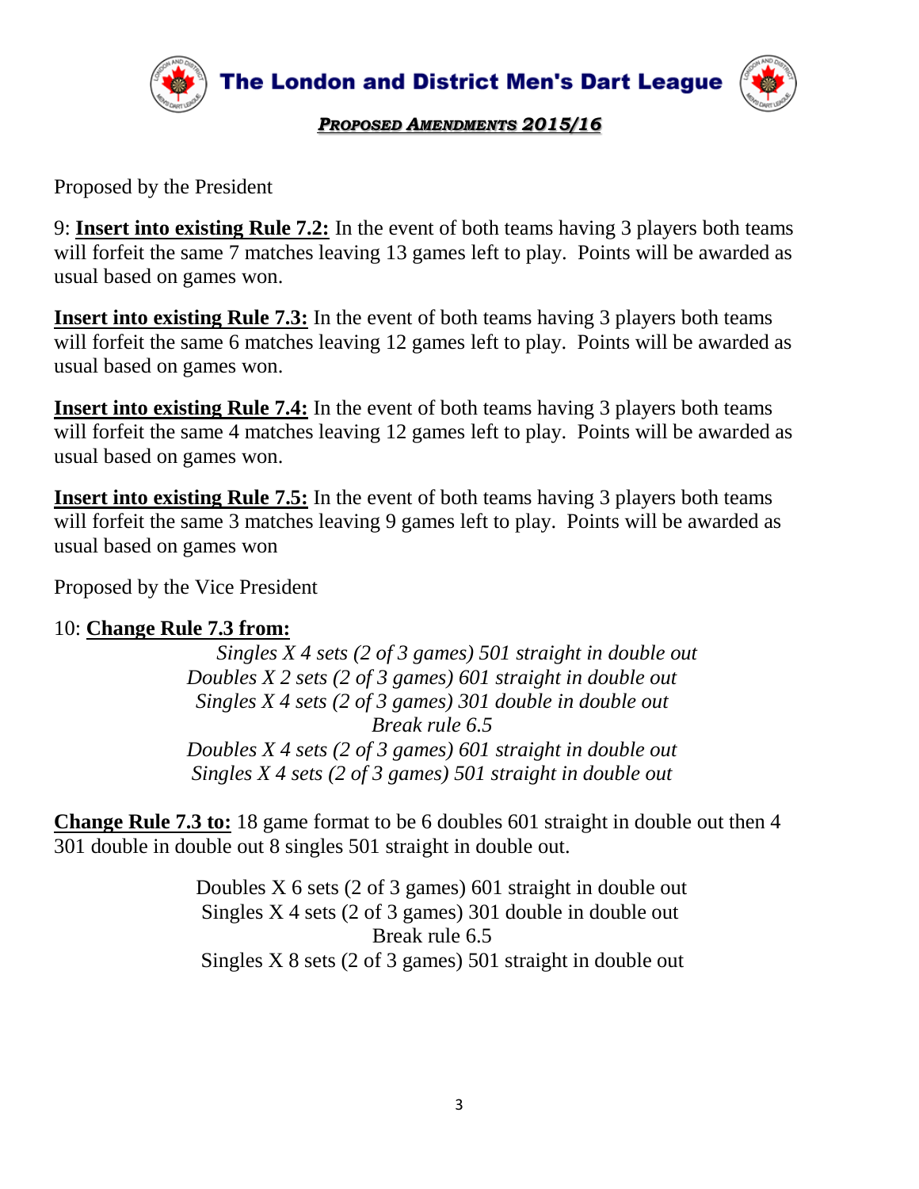Proposed by the President

9: **<u>Insert into existing Rule 7.2:</u>** In the event of both teams having 3 players both teams will forfeit the same 7 matches leaving 13 games left to play. Points will be awarded as usual based on games won.

**<u>Insert into existing Rule 7.3:</u>** In the event of both teams having 3 players both teams will forfeit the same 6 matches leaving 12 games left to play. Points will be awarded as usual based on games won.

**<u>Insert into existing Rule 7.4:</u>** In the event of both teams having 3 players both teams will forfeit the same 4 matches leaving 12 games left to play. Points will be awarded as usual based on games won.

**<u>Insert into existing Rule 7.5:</u>** In the event of both teams having 3 players both teams will forfeit the same 3 matches leaving 9 games left to play. Points will be awarded as usual based on games won

Proposed by the Vice President

10: **<u>Change Rule 7.3 from:</u>**

*Singles X 4 sets (2 of 3 games) 501 straight in double out*
*Doubles X 2 sets (2 of 3 games) 601 straight in double out*
*Singles X 4 sets (2 of 3 games) 301 double in double out*
*Break rule 6.5*
*Doubles X 4 sets (2 of 3 games) 601 straight in double out*
*Singles X 4 sets (2 of 3 games) 501 straight in double out*

**<u>Change Rule 7.3 to:</u>** 18 game format to be 6 doubles 601 straight in double out then 4 301 double in double out 8 singles 501 straight in double out.

Doubles X 6 sets (2 of 3 games) 601 straight in double out
Singles X 4 sets (2 of 3 games) 301 double in double out
Break rule 6.5
Singles X 8 sets (2 of 3 games) 501 straight in double out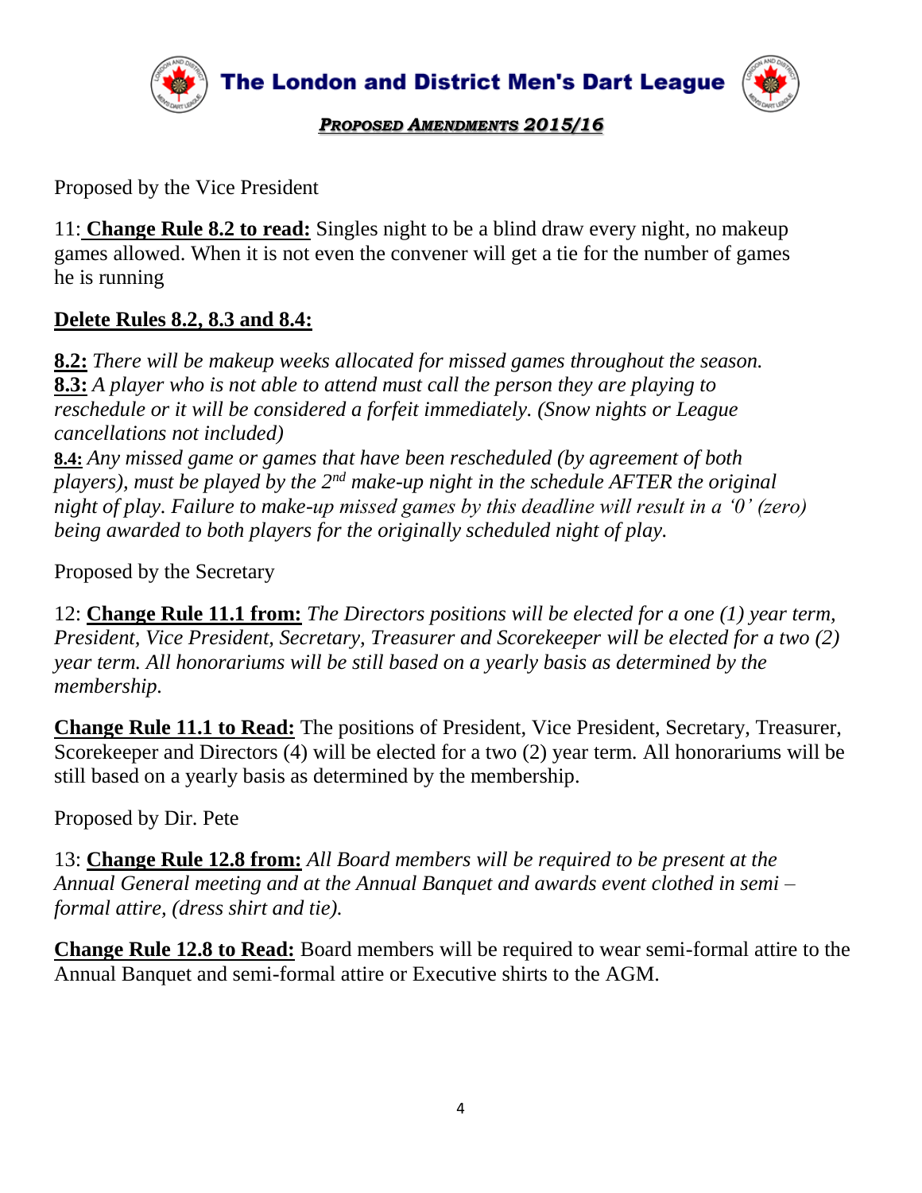Proposed by the Vice President

11: **Change Rule 8.2 to read:** Singles night to be a blind draw every night, no makeup games allowed. When it is not even the convener will get a tie for the number of games he is running

**Delete Rules 8.2, 8.3 and 8.4:**

**8.2:** *There will be makeup weeks allocated for missed games throughout the season.*
**8.3:** *A player who is not able to attend must call the person they are playing to reschedule or it will be considered a forfeit immediately. (Snow nights or League cancellations not included)*
**8.4:** *Any missed game or games that have been rescheduled (by agreement of both players), must be played by the 2nd make-up night in the schedule AFTER the original night of play. Failure to make-up missed games by this deadline will result in a '0' (zero) being awarded to both players for the originally scheduled night of play.*

Proposed by the Secretary

12: **Change Rule 11.1 from:** *The Directors positions will be elected for a one (1) year term, President, Vice President, Secretary, Treasurer and Scorekeeper will be elected for a two (2) year term. All honorariums will be still based on a yearly basis as determined by the membership.*

**Change Rule 11.1 to Read:** The positions of President, Vice President, Secretary, Treasurer, Scorekeeper and Directors (4) will be elected for a two (2) year term. All honorariums will be still based on a yearly basis as determined by the membership.

Proposed by Dir. Pete

13: **Change Rule 12.8 from:** *All Board members will be required to be present at the Annual General meeting and at the Annual Banquet and awards event clothed in semi – formal attire, (dress shirt and tie).*

**Change Rule 12.8 to Read:** Board members will be required to wear semi-formal attire to the Annual Banquet and semi-formal attire or Executive shirts to the AGM.